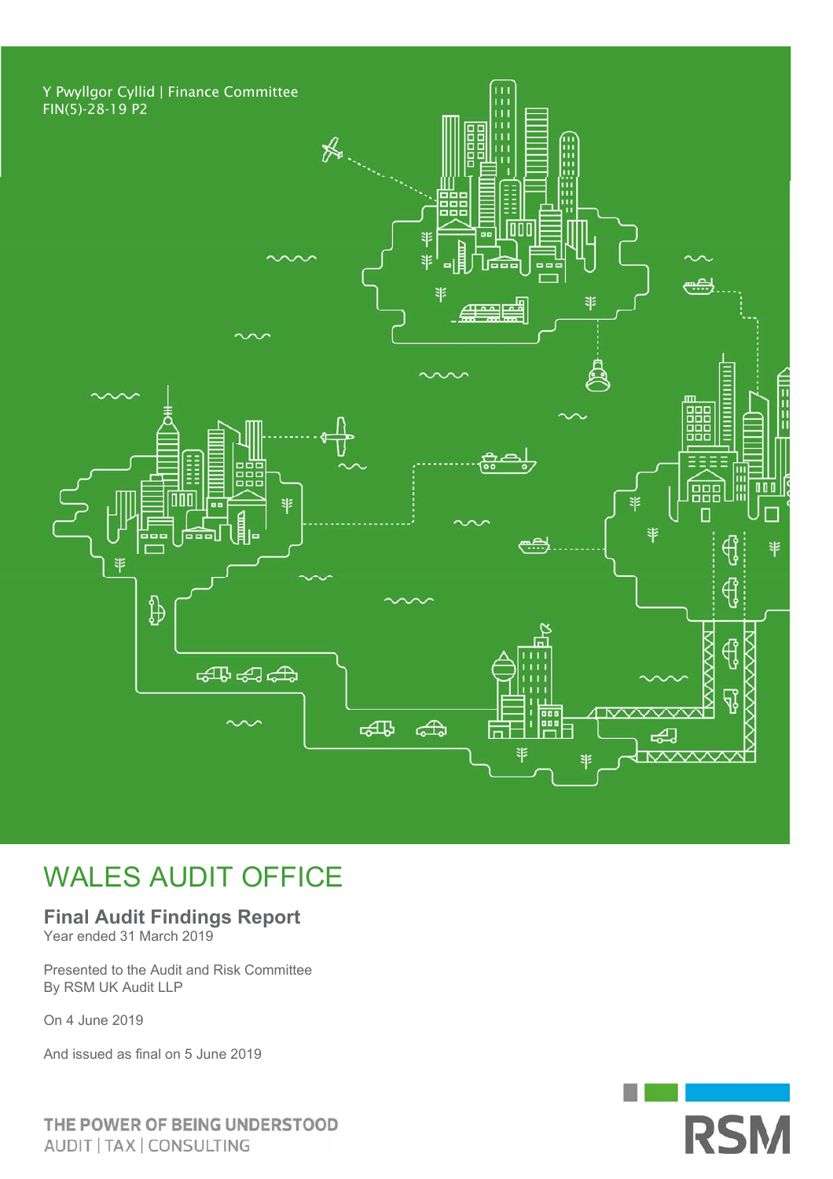Y Pwyllgor Cyllid | Finance Committee
FIN(5)-28-19 P2

# WALES AUDIT OFFICE

## Final Audit Findings Report

Year ended 31 March 2019

Presented to the Audit and Risk Committee
By RSM UK Audit LLP

On 4 June 2019

And issued as final on 5 June 2019

THE POWER OF BEING UNDERSTOOD
AUDIT | TAX | CONSULTING

RSM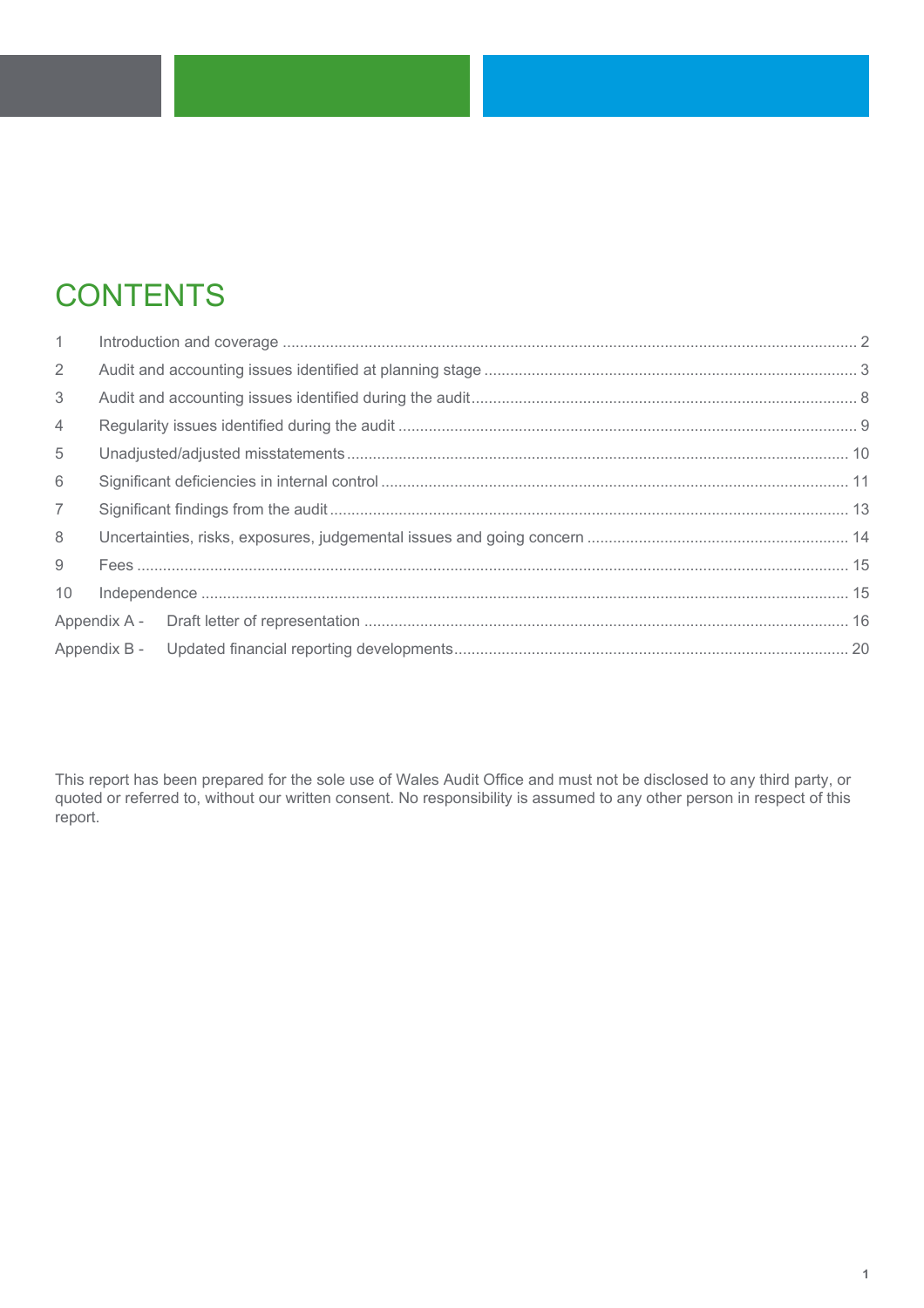# CONTENTS

| | | |
|---|---|---|
| 1 | Introduction and coverage | 2 |
| 2 | Audit and accounting issues identified at planning stage | 3 |
| 3 | Audit and accounting issues identified during the audit | 8 |
| 4 | Regularity issues identified during the audit | 9 |
| 5 | Unadjusted/adjusted misstatements | 10 |
| 6 | Significant deficiencies in internal control | 11 |
| 7 | Significant findings from the audit | 13 |
| 8 | Uncertainties, risks, exposures, judgemental issues and going concern | 14 |
| 9 | Fees | 15 |
| 10 | Independence | 15 |
| Appendix A - | Draft letter of representation | 16 |
| Appendix B - | Updated financial reporting developments | 20 |

This report has been prepared for the sole use of Wales Audit Office and must not be disclosed to any third party, or quoted or referred to, without our written consent. No responsibility is assumed to any other person in respect of this report.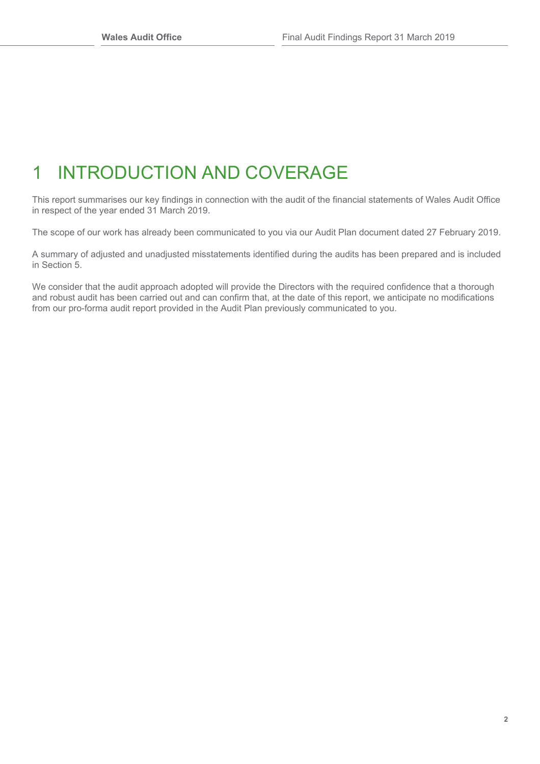# 1 INTRODUCTION AND COVERAGE

This report summarises our key findings in connection with the audit of the financial statements of Wales Audit Office in respect of the year ended 31 March 2019.

The scope of our work has already been communicated to you via our Audit Plan document dated 27 February 2019.

A summary of adjusted and unadjusted misstatements identified during the audits has been prepared and is included in Section 5.

We consider that the audit approach adopted will provide the Directors with the required confidence that a thorough and robust audit has been carried out and can confirm that, at the date of this report, we anticipate no modifications from our pro-forma audit report provided in the Audit Plan previously communicated to you.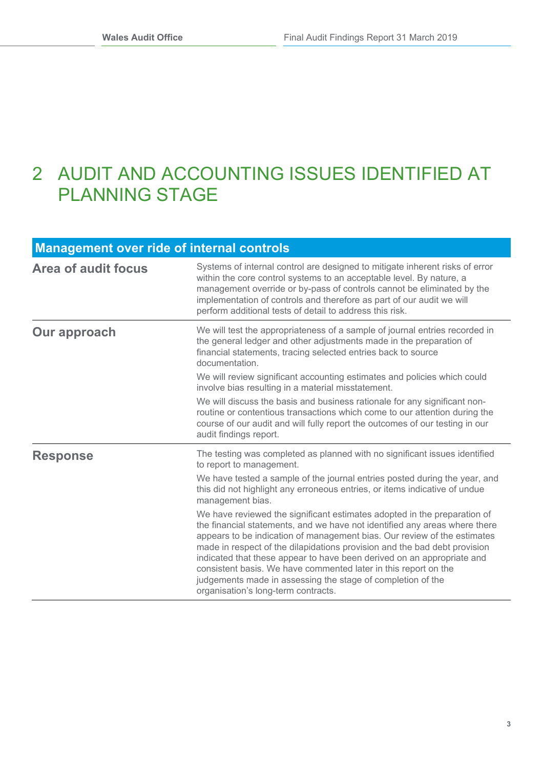# 2 AUDIT AND ACCOUNTING ISSUES IDENTIFIED AT PLANNING STAGE

| Management over ride of internal controls | |
|---|---|
| **Area of audit focus** | Systems of internal control are designed to mitigate inherent risks of error within the core control systems to an acceptable level. By nature, a management override or by-pass of controls cannot be eliminated by the implementation of controls and therefore as part of our audit we will perform additional tests of detail to address this risk. |
| **Our approach** | We will test the appropriateness of a sample of journal entries recorded in the general ledger and other adjustments made in the preparation of financial statements, tracing selected entries back to source documentation.<br>We will review significant accounting estimates and policies which could involve bias resulting in a material misstatement.<br>We will discuss the basis and business rationale for any significant non-routine or contentious transactions which come to our attention during the course of our audit and will fully report the outcomes of our testing in our audit findings report. |
| **Response** | The testing was completed as planned with no significant issues identified to report to management.<br>We have tested a sample of the journal entries posted during the year, and this did not highlight any erroneous entries, or items indicative of undue management bias.<br>We have reviewed the significant estimates adopted in the preparation of the financial statements, and we have not identified any areas where there appears to be indication of management bias. Our review of the estimates made in respect of the dilapidations provision and the bad debt provision indicated that these appear to have been derived on an appropriate and consistent basis. We have commented later in this report on the judgements made in assessing the stage of completion of the organisation's long-term contracts. |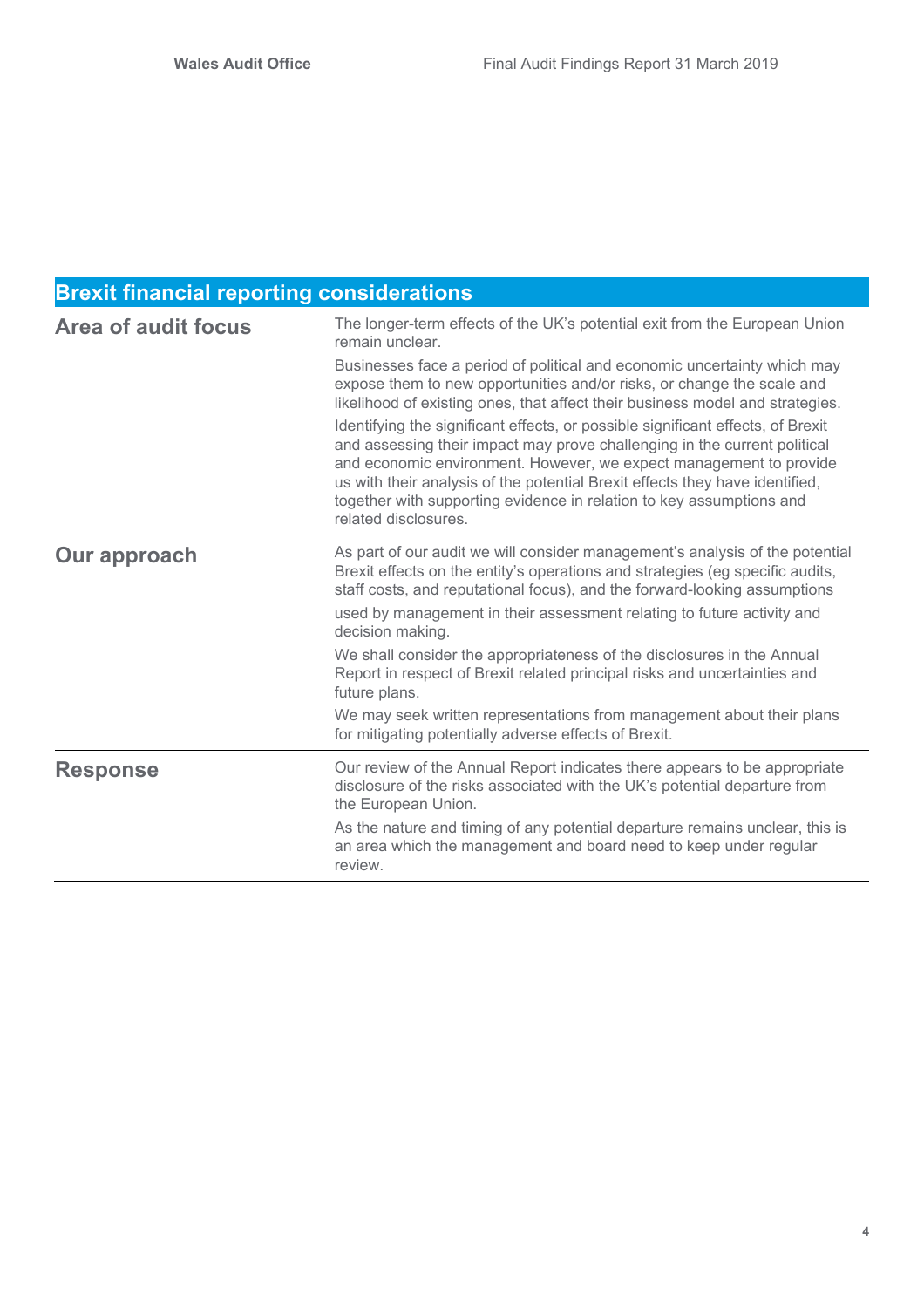## Brexit financial reporting considerations

| | |
|---|---|
| **Area of audit focus** | The longer-term effects of the UK's potential exit from the European Union remain unclear.<br><br>Businesses face a period of political and economic uncertainty which may expose them to new opportunities and/or risks, or change the scale and likelihood of existing ones, that affect their business model and strategies.<br><br>Identifying the significant effects, or possible significant effects, of Brexit and assessing their impact may prove challenging in the current political and economic environment. However, we expect management to provide us with their analysis of the potential Brexit effects they have identified, together with supporting evidence in relation to key assumptions and related disclosures. |
| **Our approach** | As part of our audit we will consider management's analysis of the potential Brexit effects on the entity's operations and strategies (eg specific audits, staff costs, and reputational focus), and the forward-looking assumptions<br><br>used by management in their assessment relating to future activity and decision making.<br><br>We shall consider the appropriateness of the disclosures in the Annual Report in respect of Brexit related principal risks and uncertainties and future plans.<br><br>We may seek written representations from management about their plans for mitigating potentially adverse effects of Brexit. |
| **Response** | Our review of the Annual Report indicates there appears to be appropriate disclosure of the risks associated with the UK's potential departure from the European Union.<br><br>As the nature and timing of any potential departure remains unclear, this is an area which the management and board need to keep under regular review. |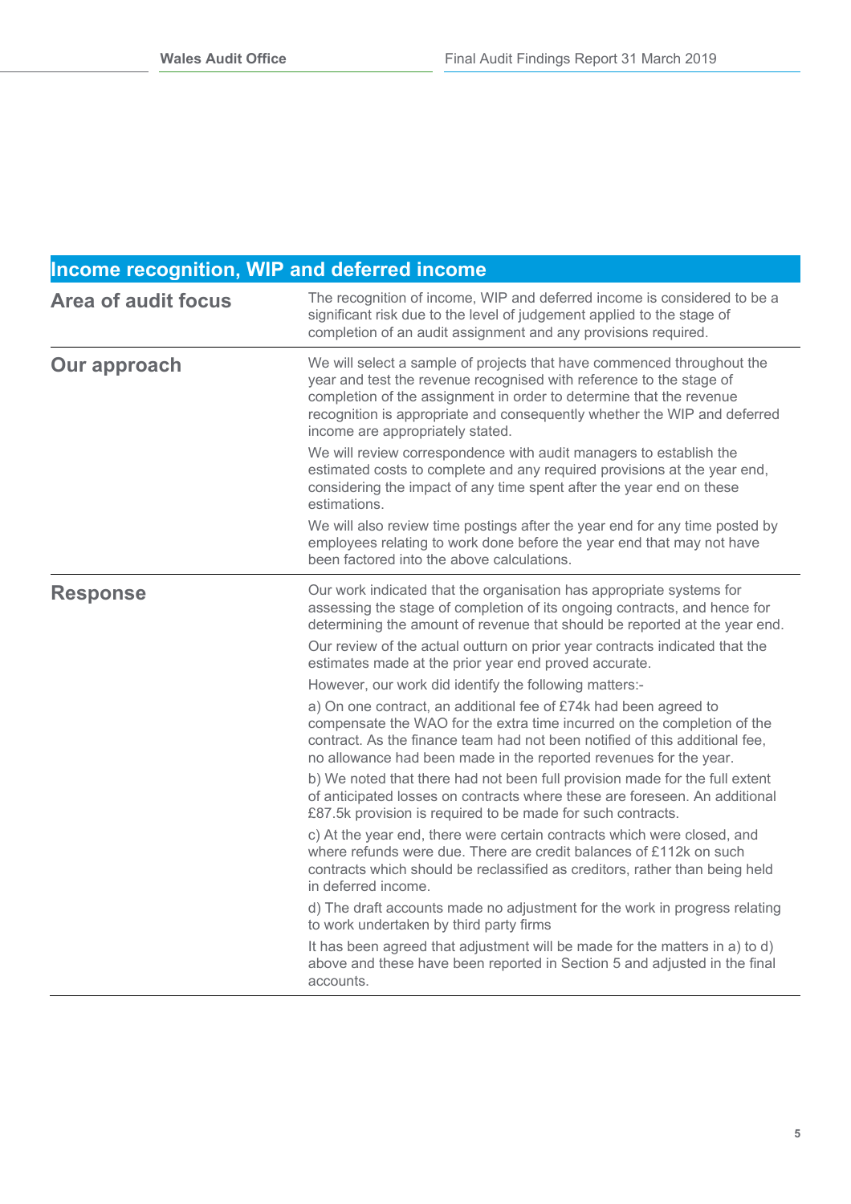## Income recognition, WIP and deferred income

| | |
|---|---|
| **Area of audit focus** | The recognition of income, WIP and deferred income is considered to be a significant risk due to the level of judgement applied to the stage of completion of an audit assignment and any provisions required. |
| **Our approach** | We will select a sample of projects that have commenced throughout the year and test the revenue recognised with reference to the stage of completion of the assignment in order to determine that the revenue recognition is appropriate and consequently whether the WIP and deferred income are appropriately stated.<br><br>We will review correspondence with audit managers to establish the estimated costs to complete and any required provisions at the year end, considering the impact of any time spent after the year end on these estimations.<br><br>We will also review time postings after the year end for any time posted by employees relating to work done before the year end that may not have been factored into the above calculations. |
| **Response** | Our work indicated that the organisation has appropriate systems for assessing the stage of completion of its ongoing contracts, and hence for determining the amount of revenue that should be reported at the year end.<br><br>Our review of the actual outturn on prior year contracts indicated that the estimates made at the prior year end proved accurate.<br><br>However, our work did identify the following matters:-<br><br>a) On one contract, an additional fee of £74k had been agreed to compensate the WAO for the extra time incurred on the completion of the contract. As the finance team had not been notified of this additional fee, no allowance had been made in the reported revenues for the year.<br><br>b) We noted that there had not been full provision made for the full extent of anticipated losses on contracts where these are foreseen. An additional £87.5k provision is required to be made for such contracts.<br><br>c) At the year end, there were certain contracts which were closed, and where refunds were due. There are credit balances of £112k on such contracts which should be reclassified as creditors, rather than being held in deferred income.<br><br>d) The draft accounts made no adjustment for the work in progress relating to work undertaken by third party firms<br><br>It has been agreed that adjustment will be made for the matters in a) to d) above and these have been reported in Section 5 and adjusted in the final accounts. |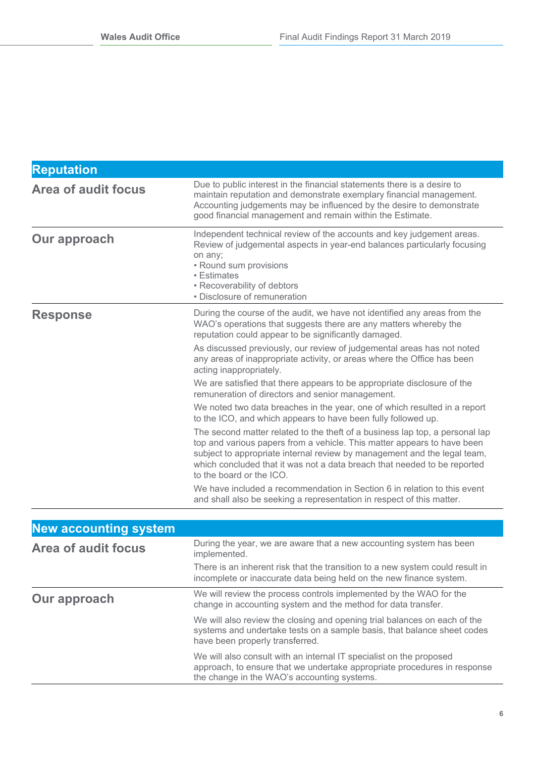| Reputation | |
|---|---|
| **Area of audit focus** | Due to public interest in the financial statements there is a desire to maintain reputation and demonstrate exemplary financial management. Accounting judgements may be influenced by the desire to demonstrate good financial management and remain within the Estimate. |
| **Our approach** | Independent technical review of the accounts and key judgement areas. Review of judgemental aspects in year-end balances particularly focusing on any;<br>• Round sum provisions<br>• Estimates<br>• Recoverability of debtors<br>• Disclosure of remuneration |
| **Response** | During the course of the audit, we have not identified any areas from the WAO's operations that suggests there are any matters whereby the reputation could appear to be significantly damaged.<br><br>As discussed previously, our review of judgemental areas has not noted any areas of inappropriate activity, or areas where the Office has been acting inappropriately.<br><br>We are satisfied that there appears to be appropriate disclosure of the remuneration of directors and senior management.<br><br>We noted two data breaches in the year, one of which resulted in a report to the ICO, and which appears to have been fully followed up.<br><br>The second matter related to the theft of a business lap top, a personal lap top and various papers from a vehicle. This matter appears to have been subject to appropriate internal review by management and the legal team, which concluded that it was not a data breach that needed to be reported to the board or the ICO.<br><br>We have included a recommendation in Section 6 in relation to this event and shall also be seeking a representation in respect of this matter. |

| New accounting system | |
|---|---|
| **Area of audit focus** | During the year, we are aware that a new accounting system has been implemented.<br><br>There is an inherent risk that the transition to a new system could result in incomplete or inaccurate data being held on the new finance system. |
| **Our approach** | We will review the process controls implemented by the WAO for the change in accounting system and the method for data transfer.<br><br>We will also review the closing and opening trial balances on each of the systems and undertake tests on a sample basis, that balance sheet codes have been properly transferred.<br><br>We will also consult with an internal IT specialist on the proposed approach, to ensure that we undertake appropriate procedures in response the change in the WAO's accounting systems. |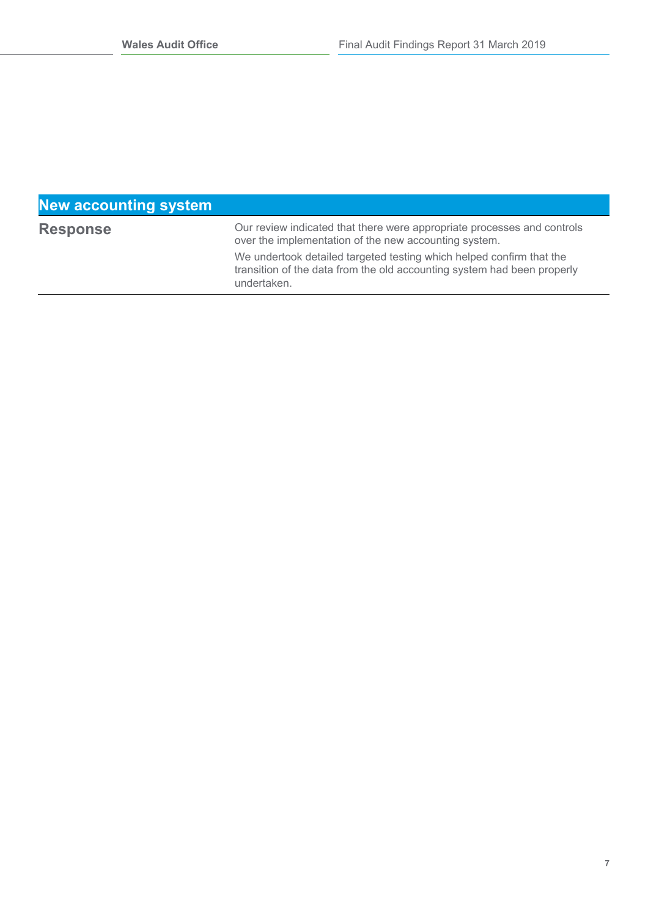| New accounting system | |
| --- | --- |
| **Response** | Our review indicated that there were appropriate processes and controls over the implementation of the new accounting system.<br><br>We undertook detailed targeted testing which helped confirm that the transition of the data from the old accounting system had been properly undertaken. |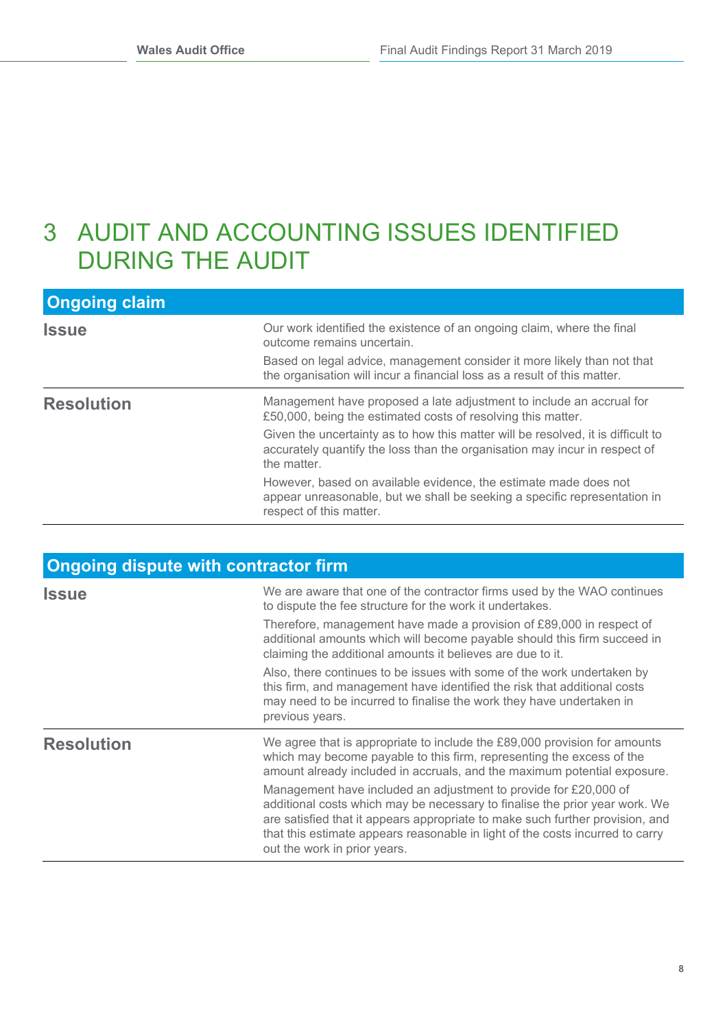# 3 AUDIT AND ACCOUNTING ISSUES IDENTIFIED DURING THE AUDIT

| Ongoing claim | |
|---|---|
| **Issue** | Our work identified the existence of an ongoing claim, where the final outcome remains uncertain.<br><br>Based on legal advice, management consider it more likely than not that the organisation will incur a financial loss as a result of this matter. |
| **Resolution** | Management have proposed a late adjustment to include an accrual for £50,000, being the estimated costs of resolving this matter.<br><br>Given the uncertainty as to how this matter will be resolved, it is difficult to accurately quantify the loss than the organisation may incur in respect of the matter.<br><br>However, based on available evidence, the estimate made does not appear unreasonable, but we shall be seeking a specific representation in respect of this matter. |

| Ongoing dispute with contractor firm | |
|---|---|
| **Issue** | We are aware that one of the contractor firms used by the WAO continues to dispute the fee structure for the work it undertakes.<br><br>Therefore, management have made a provision of £89,000 in respect of additional amounts which will become payable should this firm succeed in claiming the additional amounts it believes are due to it.<br><br>Also, there continues to be issues with some of the work undertaken by this firm, and management have identified the risk that additional costs may need to be incurred to finalise the work they have undertaken in previous years. |
| **Resolution** | We agree that is appropriate to include the £89,000 provision for amounts which may become payable to this firm, representing the excess of the amount already included in accruals, and the maximum potential exposure.<br><br>Management have included an adjustment to provide for £20,000 of additional costs which may be necessary to finalise the prior year work. We are satisfied that it appears appropriate to make such further provision, and that this estimate appears reasonable in light of the costs incurred to carry out the work in prior years. |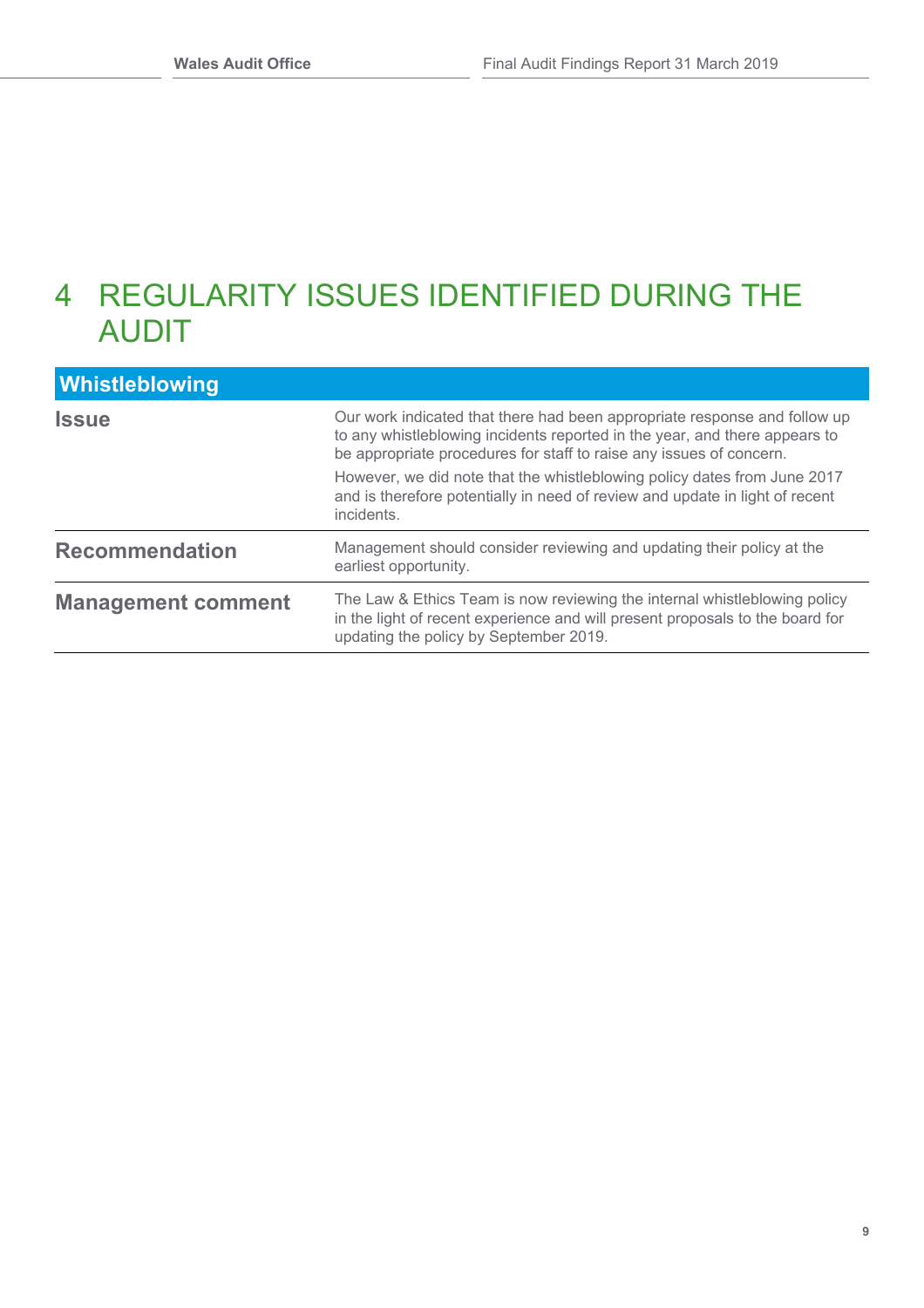# 4 REGULARITY ISSUES IDENTIFIED DURING THE AUDIT

| Whistleblowing | |
|---|---|
| **Issue** | Our work indicated that there had been appropriate response and follow up to any whistleblowing incidents reported in the year, and there appears to be appropriate procedures for staff to raise any issues of concern.<br><br>However, we did note that the whistleblowing policy dates from June 2017 and is therefore potentially in need of review and update in light of recent incidents. |
| **Recommendation** | Management should consider reviewing and updating their policy at the earliest opportunity. |
| **Management comment** | The Law & Ethics Team is now reviewing the internal whistleblowing policy in the light of recent experience and will present proposals to the board for updating the policy by September 2019. |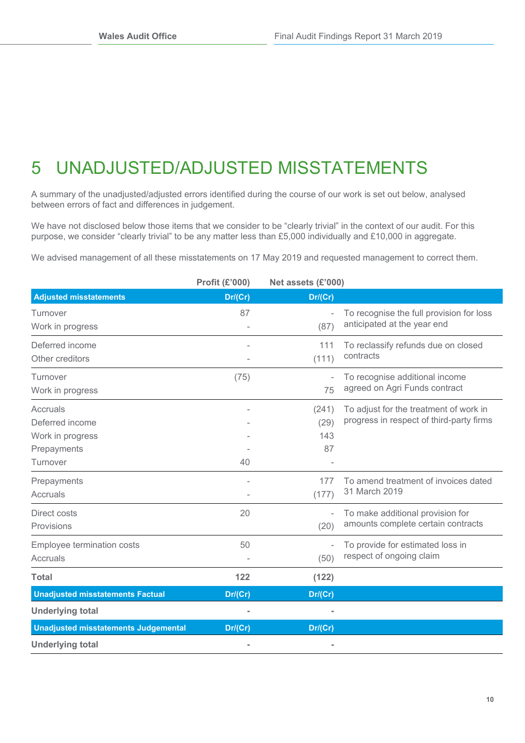# 5 UNADJUSTED/ADJUSTED MISSTATEMENTS

A summary of the unadjusted/adjusted errors identified during the course of our work is set out below, analysed between errors of fact and differences in judgement.

We have not disclosed below those items that we consider to be "clearly trivial" in the context of our audit. For this purpose, we consider "clearly trivial" to be any matter less than £5,000 individually and £10,000 in aggregate.

We advised management of all these misstatements on 17 May 2019 and requested management to correct them.

| | Profit (£'000) | Net assets (£'000) | |
|---|---|---|---|
| **Adjusted misstatements** | **Dr/(Cr)** | **Dr/(Cr)** | |
| Turnover | 87 | - | To recognise the full provision for loss anticipated at the year end |
| Work in progress | - | (87) | |
| Deferred income | - | 111 | To reclassify refunds due on closed contracts |
| Other creditors | - | (111) | |
| Turnover | (75) | - | To recognise additional income agreed on Agri Funds contract |
| Work in progress | | 75 | |
| Accruals | - | (241) | To adjust for the treatment of work in progress in respect of third-party firms |
| Deferred income | - | (29) | |
| Work in progress | - | 143 | |
| Prepayments | - | 87 | |
| Turnover | 40 | - | |
| Prepayments | - | 177 | To amend treatment of invoices dated 31 March 2019 |
| Accruals | - | (177) | |
| Direct costs | 20 | - | To make additional provision for amounts complete certain contracts |
| Provisions | | (20) | |
| Employee termination costs | 50 | - | To provide for estimated loss in respect of ongoing claim |
| Accruals | - | (50) | |
| **Total** | **122** | **(122)** | |
| **Unadjusted misstatements Factual** | **Dr/(Cr)** | **Dr/(Cr)** | |
| **Underlying total** | **-** | **-** | |
| **Unadjusted misstatements Judgemental** | **Dr/(Cr)** | **Dr/(Cr)** | |
| **Underlying total** | **-** | **-** | |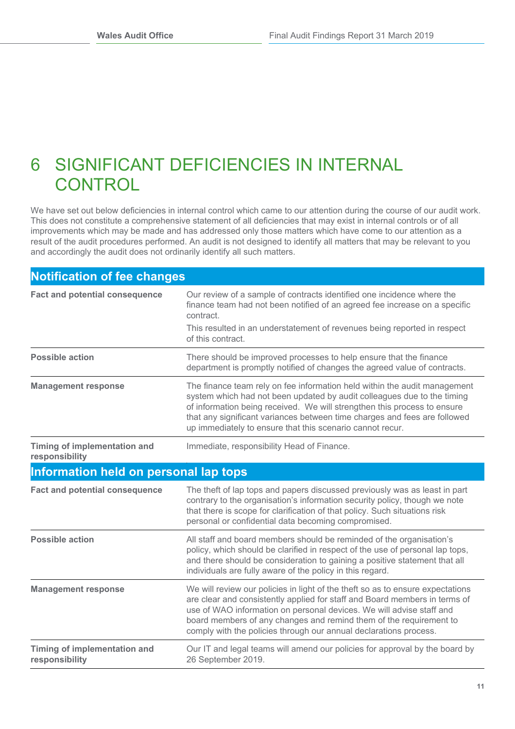# 6 SIGNIFICANT DEFICIENCIES IN INTERNAL CONTROL

We have set out below deficiencies in internal control which came to our attention during the course of our audit work. This does not constitute a comprehensive statement of all deficiencies that may exist in internal controls or of all improvements which may be made and has addressed only those matters which have come to our attention as a result of the audit procedures performed. An audit is not designed to identify all matters that may be relevant to you and accordingly the audit does not ordinarily identify all such matters.

## Notification of fee changes

| | |
|---|---|
| **Fact and potential consequence** | Our review of a sample of contracts identified one incidence where the finance team had not been notified of an agreed fee increase on a specific contract.<br>This resulted in an understatement of revenues being reported in respect of this contract. |
| **Possible action** | There should be improved processes to help ensure that the finance department is promptly notified of changes the agreed value of contracts. |
| **Management response** | The finance team rely on fee information held within the audit management system which had not been updated by audit colleagues due to the timing of information being received. We will strengthen this process to ensure that any significant variances between time charges and fees are followed up immediately to ensure that this scenario cannot recur. |
| **Timing of implementation and responsibility** | Immediate, responsibility Head of Finance. |

## Information held on personal lap tops

| | |
|---|---|
| **Fact and potential consequence** | The theft of lap tops and papers discussed previously was as least in part contrary to the organisation's information security policy, though we note that there is scope for clarification of that policy. Such situations risk personal or confidential data becoming compromised. |
| **Possible action** | All staff and board members should be reminded of the organisation's policy, which should be clarified in respect of the use of personal lap tops, and there should be consideration to gaining a positive statement that all individuals are fully aware of the policy in this regard. |
| **Management response** | We will review our policies in light of the theft so as to ensure expectations are clear and consistently applied for staff and Board members in terms of use of WAO information on personal devices. We will advise staff and board members of any changes and remind them of the requirement to comply with the policies through our annual declarations process. |
| **Timing of implementation and responsibility** | Our IT and legal teams will amend our policies for approval by the board by 26 September 2019. |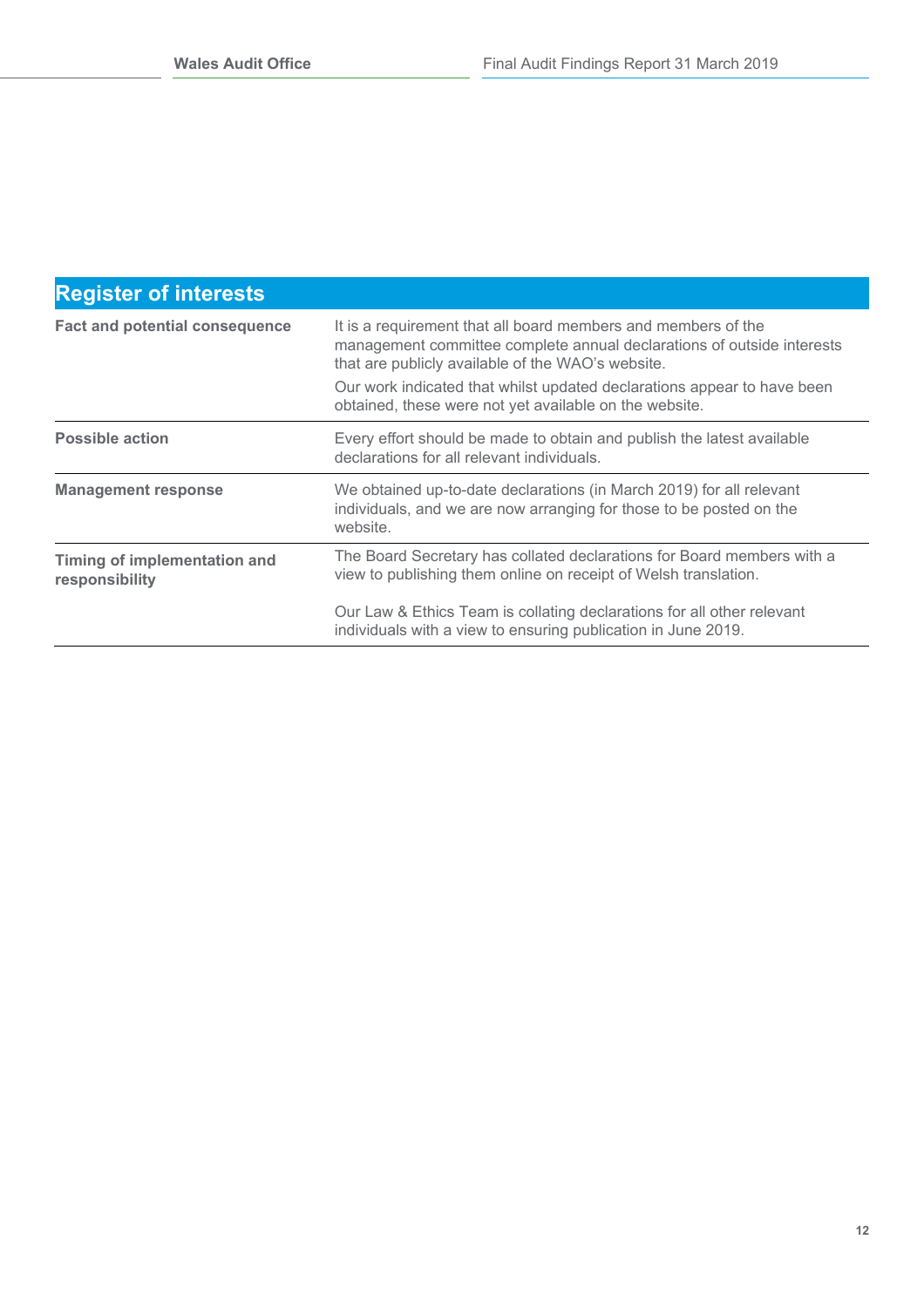## Register of interests

| | |
|---|---|
| **Fact and potential consequence** | It is a requirement that all board members and members of the management committee complete annual declarations of outside interests that are publicly available of the WAO's website.<br><br>Our work indicated that whilst updated declarations appear to have been obtained, these were not yet available on the website. |
| **Possible action** | Every effort should be made to obtain and publish the latest available declarations for all relevant individuals. |
| **Management response** | We obtained up-to-date declarations (in March 2019) for all relevant individuals, and we are now arranging for those to be posted on the website. |
| **Timing of implementation and responsibility** | The Board Secretary has collated declarations for Board members with a view to publishing them online on receipt of Welsh translation.<br><br>Our Law & Ethics Team is collating declarations for all other relevant individuals with a view to ensuring publication in June 2019. |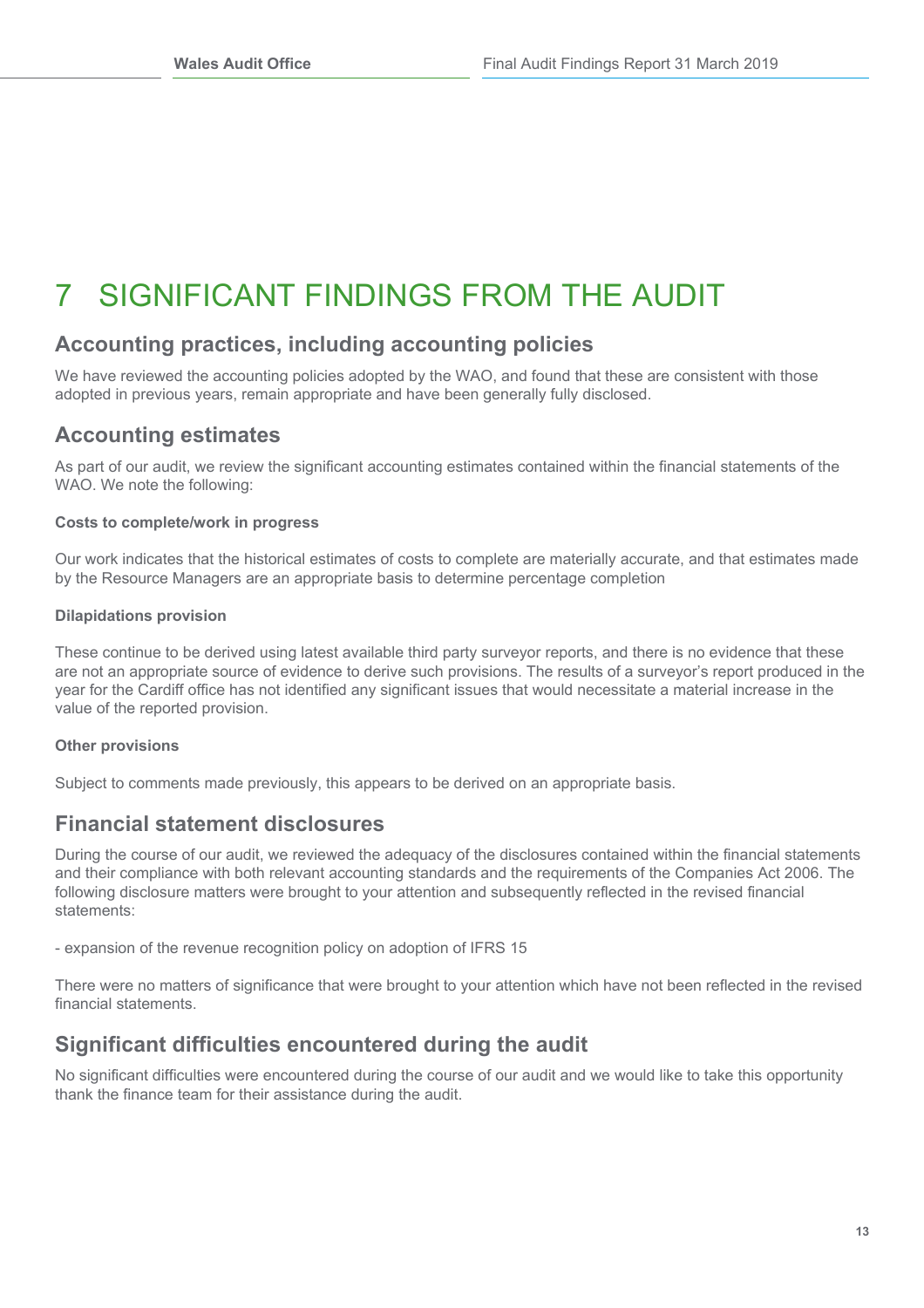# 7 SIGNIFICANT FINDINGS FROM THE AUDIT

## Accounting practices, including accounting policies

We have reviewed the accounting policies adopted by the WAO, and found that these are consistent with those adopted in previous years, remain appropriate and have been generally fully disclosed.

## Accounting estimates

As part of our audit, we review the significant accounting estimates contained within the financial statements of the WAO. We note the following:

**Costs to complete/work in progress**

Our work indicates that the historical estimates of costs to complete are materially accurate, and that estimates made by the Resource Managers are an appropriate basis to determine percentage completion

**Dilapidations provision**

These continue to be derived using latest available third party surveyor reports, and there is no evidence that these are not an appropriate source of evidence to derive such provisions. The results of a surveyor's report produced in the year for the Cardiff office has not identified any significant issues that would necessitate a material increase in the value of the reported provision.

**Other provisions**

Subject to comments made previously, this appears to be derived on an appropriate basis.

## Financial statement disclosures

During the course of our audit, we reviewed the adequacy of the disclosures contained within the financial statements and their compliance with both relevant accounting standards and the requirements of the Companies Act 2006. The following disclosure matters were brought to your attention and subsequently reflected in the revised financial statements:

- expansion of the revenue recognition policy on adoption of IFRS 15

There were no matters of significance that were brought to your attention which have not been reflected in the revised financial statements.

## Significant difficulties encountered during the audit

No significant difficulties were encountered during the course of our audit and we would like to take this opportunity thank the finance team for their assistance during the audit.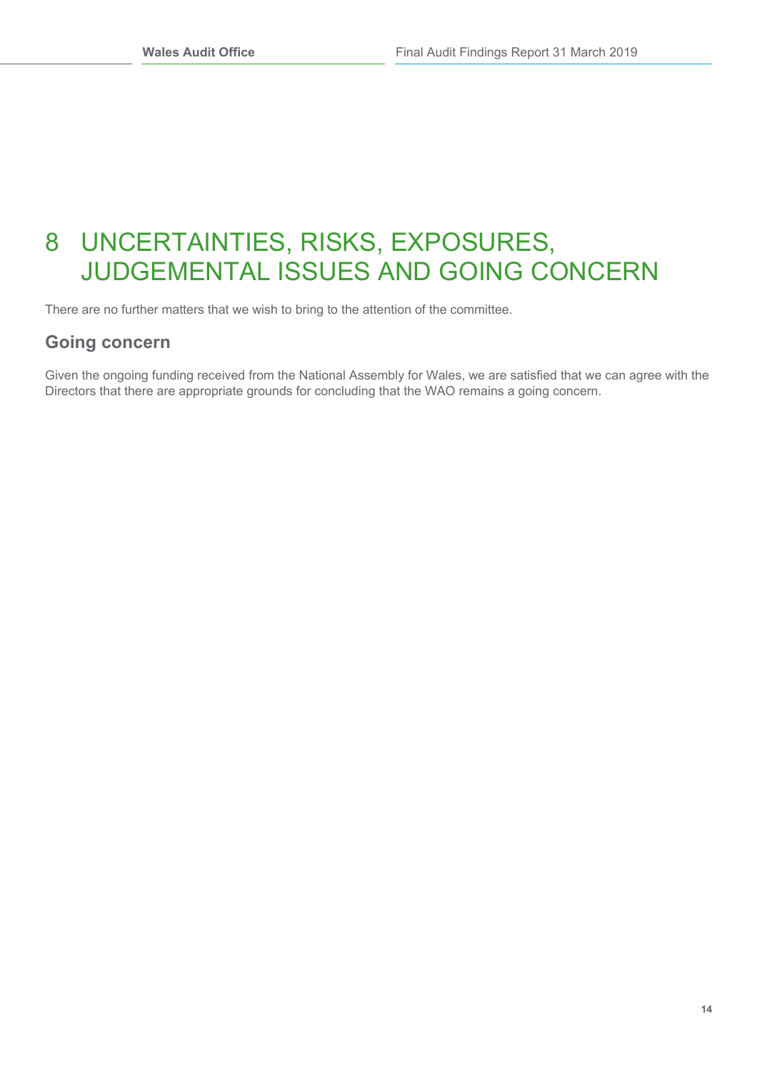# 8 UNCERTAINTIES, RISKS, EXPOSURES, JUDGEMENTAL ISSUES AND GOING CONCERN

There are no further matters that we wish to bring to the attention of the committee.

## Going concern

Given the ongoing funding received from the National Assembly for Wales, we are satisfied that we can agree with the Directors that there are appropriate grounds for concluding that the WAO remains a going concern.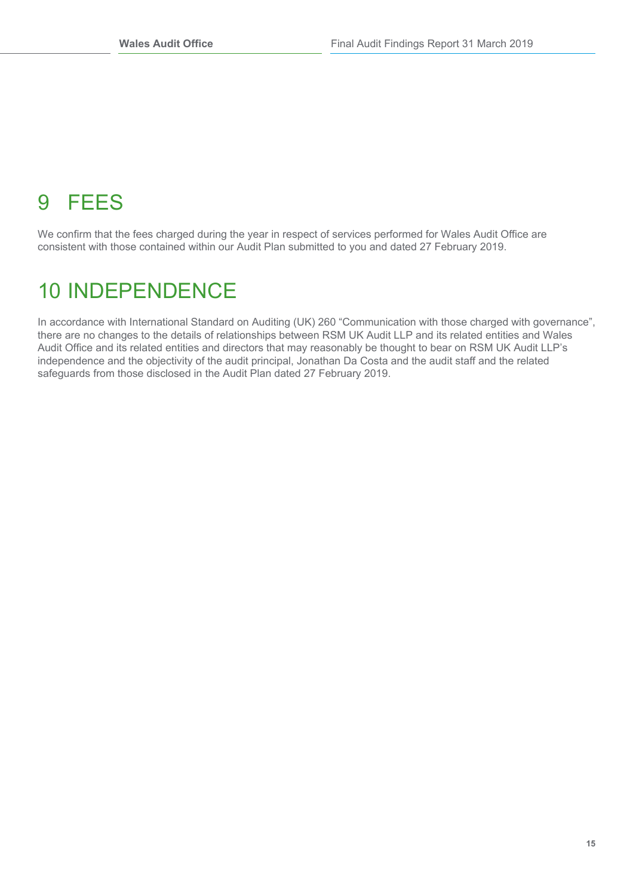# 9 FEES

We confirm that the fees charged during the year in respect of services performed for Wales Audit Office are consistent with those contained within our Audit Plan submitted to you and dated 27 February 2019.

# 10 INDEPENDENCE

In accordance with International Standard on Auditing (UK) 260 “Communication with those charged with governance”, there are no changes to the details of relationships between RSM UK Audit LLP and its related entities and Wales Audit Office and its related entities and directors that may reasonably be thought to bear on RSM UK Audit LLP’s independence and the objectivity of the audit principal, Jonathan Da Costa and the audit staff and the related safeguards from those disclosed in the Audit Plan dated 27 February 2019.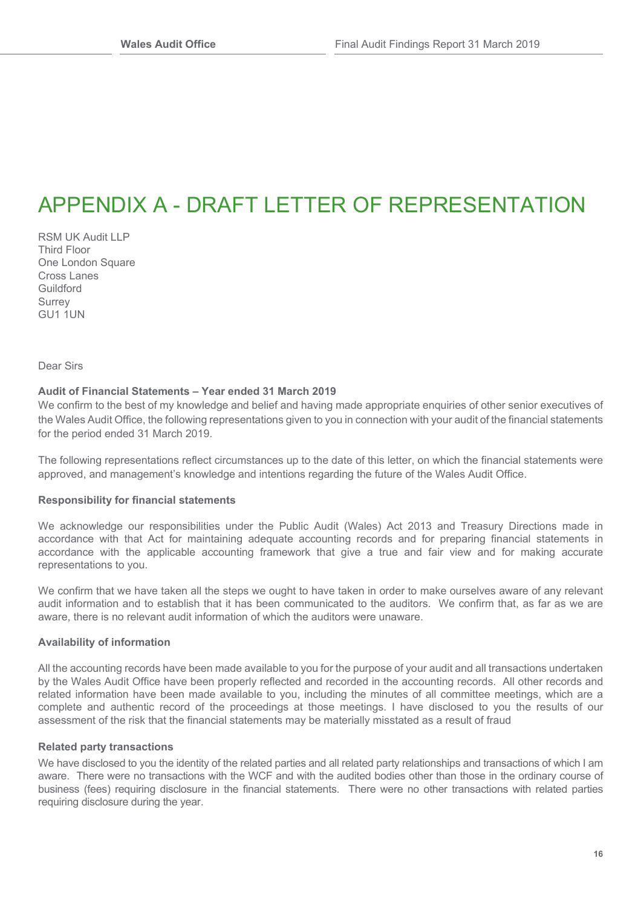# APPENDIX A - DRAFT LETTER OF REPRESENTATION

RSM UK Audit LLP
Third Floor
One London Square
Cross Lanes
Guildford
Surrey
GU1 1UN

Dear Sirs

**Audit of Financial Statements – Year ended 31 March 2019**

We confirm to the best of my knowledge and belief and having made appropriate enquiries of other senior executives of the Wales Audit Office, the following representations given to you in connection with your audit of the financial statements for the period ended 31 March 2019.

The following representations reflect circumstances up to the date of this letter, on which the financial statements were approved, and management's knowledge and intentions regarding the future of the Wales Audit Office.

**Responsibility for financial statements**

We acknowledge our responsibilities under the Public Audit (Wales) Act 2013 and Treasury Directions made in accordance with that Act for maintaining adequate accounting records and for preparing financial statements in accordance with the applicable accounting framework that give a true and fair view and for making accurate representations to you.

We confirm that we have taken all the steps we ought to have taken in order to make ourselves aware of any relevant audit information and to establish that it has been communicated to the auditors. We confirm that, as far as we are aware, there is no relevant audit information of which the auditors were unaware.

**Availability of information**

All the accounting records have been made available to you for the purpose of your audit and all transactions undertaken by the Wales Audit Office have been properly reflected and recorded in the accounting records. All other records and related information have been made available to you, including the minutes of all committee meetings, which are a complete and authentic record of the proceedings at those meetings. I have disclosed to you the results of our assessment of the risk that the financial statements may be materially misstated as a result of fraud

**Related party transactions**

We have disclosed to you the identity of the related parties and all related party relationships and transactions of which I am aware. There were no transactions with the WCF and with the audited bodies other than those in the ordinary course of business (fees) requiring disclosure in the financial statements. There were no other transactions with related parties requiring disclosure during the year.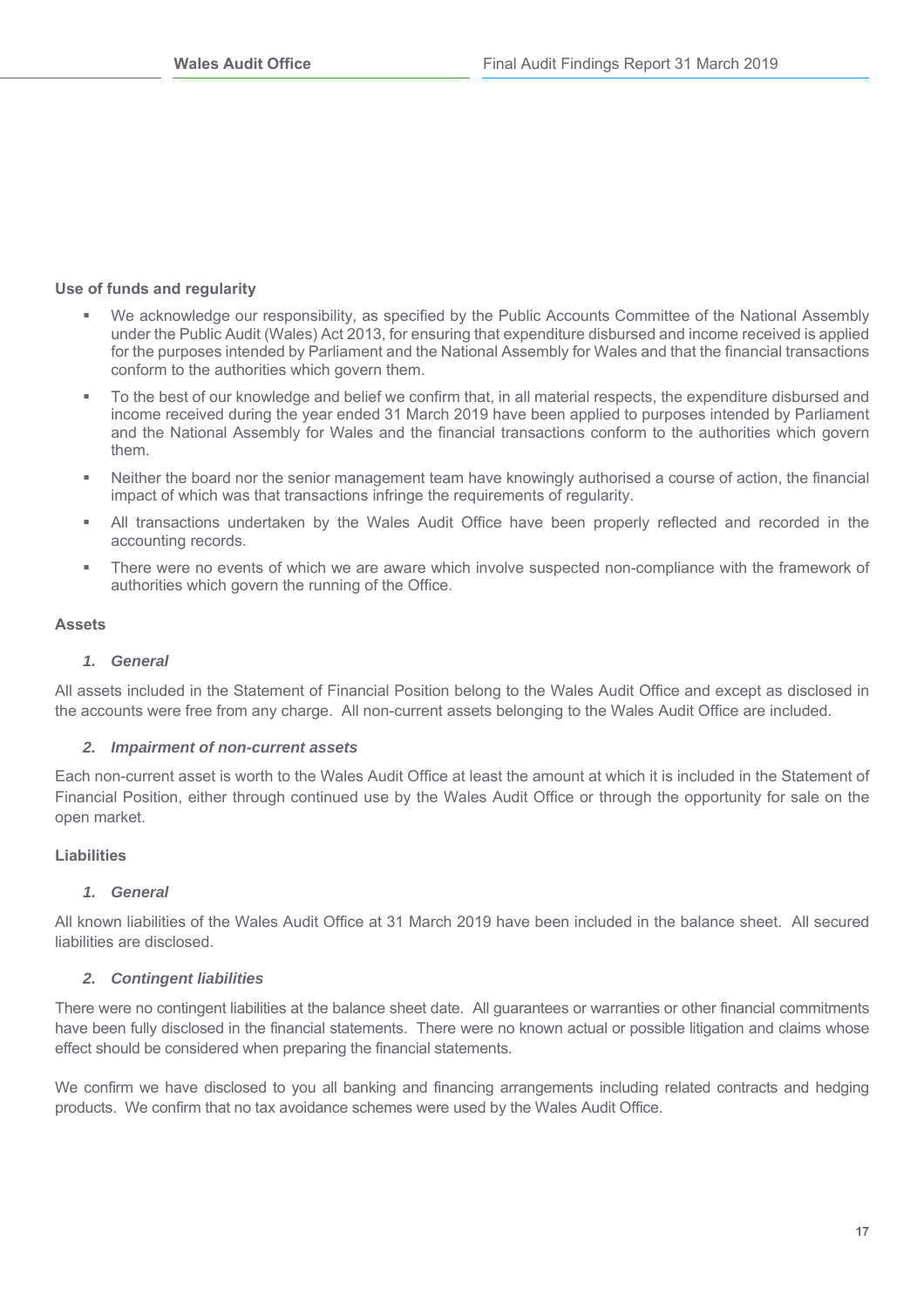**Use of funds and regularity**

- We acknowledge our responsibility, as specified by the Public Accounts Committee of the National Assembly under the Public Audit (Wales) Act 2013, for ensuring that expenditure disbursed and income received is applied for the purposes intended by Parliament and the National Assembly for Wales and that the financial transactions conform to the authorities which govern them.
- To the best of our knowledge and belief we confirm that, in all material respects, the expenditure disbursed and income received during the year ended 31 March 2019 have been applied to purposes intended by Parliament and the National Assembly for Wales and the financial transactions conform to the authorities which govern them.
- Neither the board nor the senior management team have knowingly authorised a course of action, the financial impact of which was that transactions infringe the requirements of regularity.
- All transactions undertaken by the Wales Audit Office have been properly reflected and recorded in the accounting records.
- There were no events of which we are aware which involve suspected non-compliance with the framework of authorities which govern the running of the Office.

**Assets**

***1. General***

All assets included in the Statement of Financial Position belong to the Wales Audit Office and except as disclosed in the accounts were free from any charge. All non-current assets belonging to the Wales Audit Office are included.

***2. Impairment of non-current assets***

Each non-current asset is worth to the Wales Audit Office at least the amount at which it is included in the Statement of Financial Position, either through continued use by the Wales Audit Office or through the opportunity for sale on the open market.

**Liabilities**

***1. General***

All known liabilities of the Wales Audit Office at 31 March 2019 have been included in the balance sheet. All secured liabilities are disclosed.

***2. Contingent liabilities***

There were no contingent liabilities at the balance sheet date. All guarantees or warranties or other financial commitments have been fully disclosed in the financial statements. There were no known actual or possible litigation and claims whose effect should be considered when preparing the financial statements.

We confirm we have disclosed to you all banking and financing arrangements including related contracts and hedging products. We confirm that no tax avoidance schemes were used by the Wales Audit Office.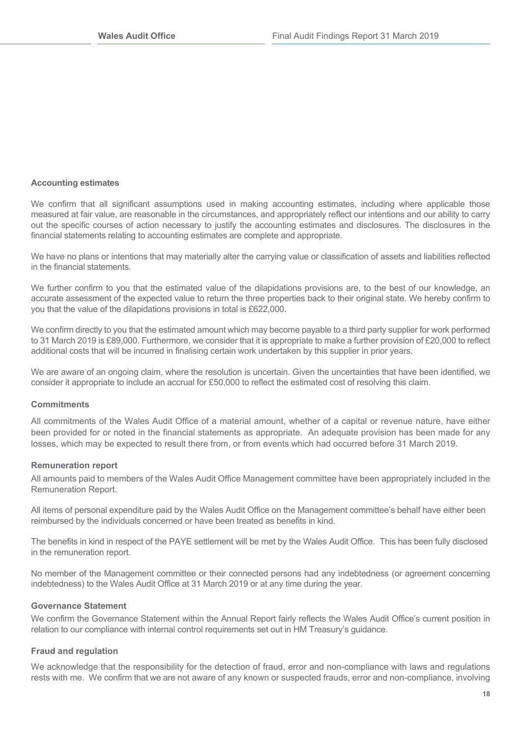**Accounting estimates**

We confirm that all significant assumptions used in making accounting estimates, including where applicable those measured at fair value, are reasonable in the circumstances, and appropriately reflect our intentions and our ability to carry out the specific courses of action necessary to justify the accounting estimates and disclosures. The disclosures in the financial statements relating to accounting estimates are complete and appropriate.

We have no plans or intentions that may materially alter the carrying value or classification of assets and liabilities reflected in the financial statements.

We further confirm to you that the estimated value of the dilapidations provisions are, to the best of our knowledge, an accurate assessment of the expected value to return the three properties back to their original state. We hereby confirm to you that the value of the dilapidations provisions in total is £622,000.

We confirm directly to you that the estimated amount which may become payable to a third party supplier for work performed to 31 March 2019 is £89,000. Furthermore, we consider that it is appropriate to make a further provision of £20,000 to reflect additional costs that will be incurred in finalising certain work undertaken by this supplier in prior years.

We are aware of an ongoing claim, where the resolution is uncertain. Given the uncertainties that have been identified, we consider it appropriate to include an accrual for £50,000 to reflect the estimated cost of resolving this claim.

**Commitments**

All commitments of the Wales Audit Office of a material amount, whether of a capital or revenue nature, have either been provided for or noted in the financial statements as appropriate. An adequate provision has been made for any losses, which may be expected to result there from, or from events which had occurred before 31 March 2019.

**Remuneration report**

All amounts paid to members of the Wales Audit Office Management committee have been appropriately included in the Remuneration Report.

All items of personal expenditure paid by the Wales Audit Office on the Management committee's behalf have either been reimbursed by the individuals concerned or have been treated as benefits in kind.

The benefits in kind in respect of the PAYE settlement will be met by the Wales Audit Office. This has been fully disclosed in the remuneration report.

No member of the Management committee or their connected persons had any indebtedness (or agreement concerning indebtedness) to the Wales Audit Office at 31 March 2019 or at any time during the year.

**Governance Statement**

We confirm the Governance Statement within the Annual Report fairly reflects the Wales Audit Office's current position in relation to our compliance with internal control requirements set out in HM Treasury's guidance.

**Fraud and regulation**

We acknowledge that the responsibility for the detection of fraud, error and non-compliance with laws and regulations rests with me. We confirm that we are not aware of any known or suspected frauds, error and non-compliance, involving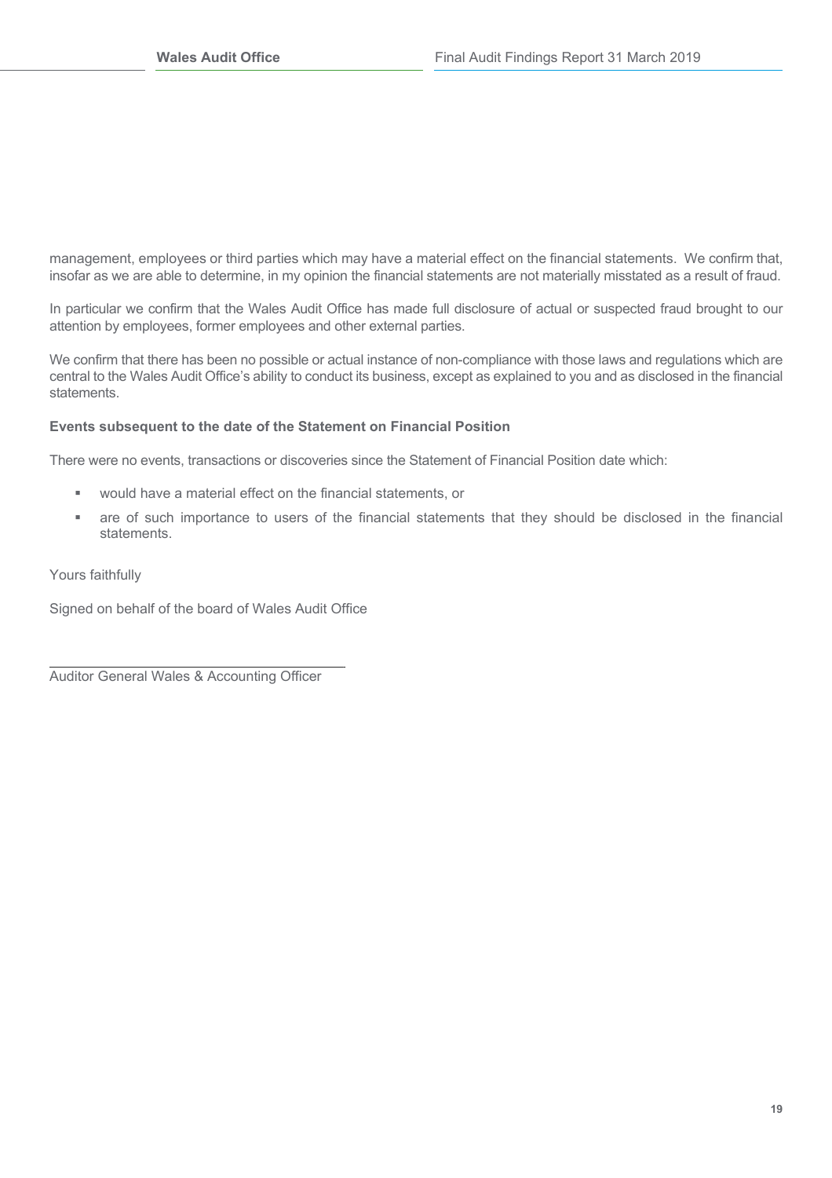management, employees or third parties which may have a material effect on the financial statements. We confirm that, insofar as we are able to determine, in my opinion the financial statements are not materially misstated as a result of fraud.

In particular we confirm that the Wales Audit Office has made full disclosure of actual or suspected fraud brought to our attention by employees, former employees and other external parties.

We confirm that there has been no possible or actual instance of non-compliance with those laws and regulations which are central to the Wales Audit Office's ability to conduct its business, except as explained to you and as disclosed in the financial statements.

**Events subsequent to the date of the Statement on Financial Position**

There were no events, transactions or discoveries since the Statement of Financial Position date which:

- would have a material effect on the financial statements, or
- are of such importance to users of the financial statements that they should be disclosed in the financial statements.

Yours faithfully

Signed on behalf of the board of Wales Audit Office

Auditor General Wales & Accounting Officer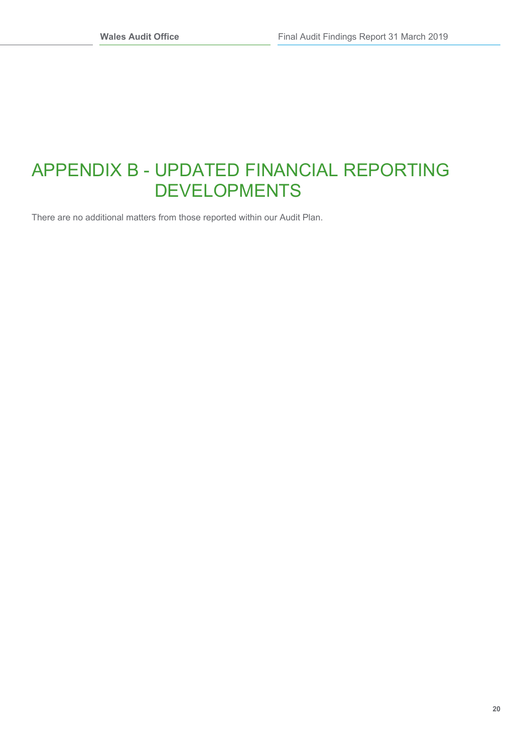# APPENDIX B - UPDATED FINANCIAL REPORTING DEVELOPMENTS

There are no additional matters from those reported within our Audit Plan.